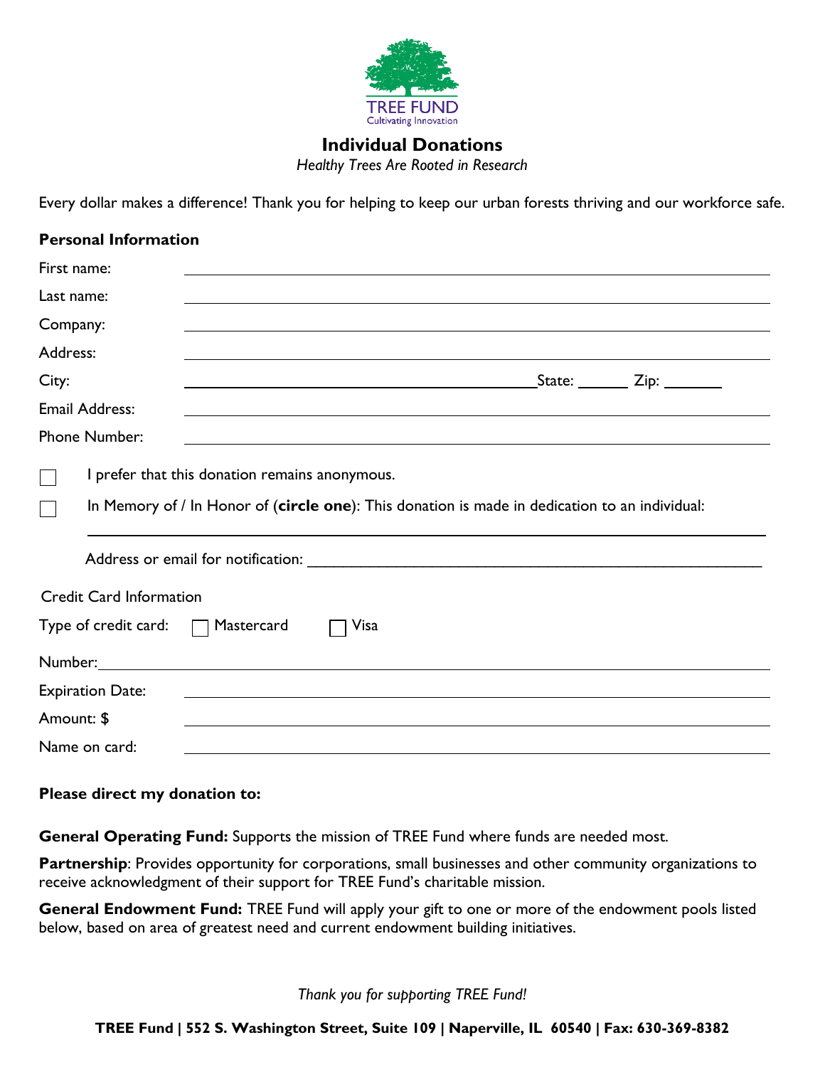TREE FUND
Cultivating Innovation

# Individual Donations

*Healthy Trees Are Rooted in Research*

Every dollar makes a difference! Thank you for helping to keep our urban forests thriving and our workforce safe.

**Personal Information**

First name: ______________________________

Last name: ______________________________

Company: ______________________________

Address: ______________________________

City: ______________________________ State: ______ Zip: _______

Email Address: ______________________________

Phone Number: ______________________________

☐ I prefer that this donation remains anonymous.

☐ In Memory of / In Honor of (**circle one**): This donation is made in dedication to an individual:

______________________________________________________________

Address or email for notification: ______________________________________________________

Credit Card Information

Type of credit card: ☐ Mastercard ☐ Visa

Number: ______________________________

Expiration Date: ______________________________

Amount: $ ______________________________

Name on card: ______________________________

**Please direct my donation to:**

**General Operating Fund:** Supports the mission of TREE Fund where funds are needed most.

**Partnership**: Provides opportunity for corporations, small businesses and other community organizations to receive acknowledgment of their support for TREE Fund's charitable mission.

**General Endowment Fund:** TREE Fund will apply your gift to one or more of the endowment pools listed below, based on area of greatest need and current endowment building initiatives.

*Thank you for supporting TREE Fund!*

**TREE Fund | 552 S. Washington Street, Suite 109 | Naperville, IL 60540 | Fax: 630-369-8382**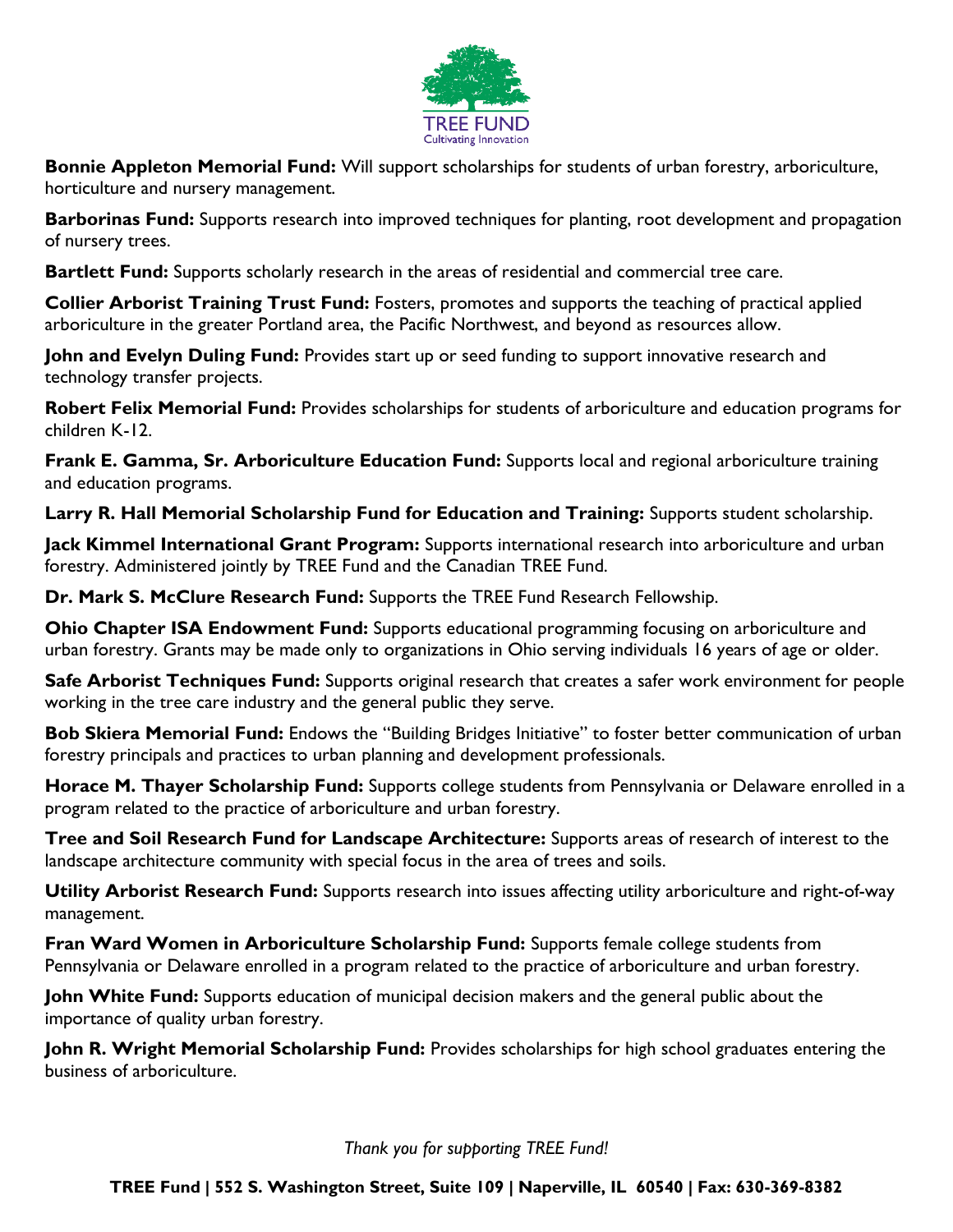TREE FUND
Cultivating Innovation

**Bonnie Appleton Memorial Fund:** Will support scholarships for students of urban forestry, arboriculture, horticulture and nursery management.

**Barborinas Fund:** Supports research into improved techniques for planting, root development and propagation of nursery trees.

**Bartlett Fund:** Supports scholarly research in the areas of residential and commercial tree care.

**Collier Arborist Training Trust Fund:** Fosters, promotes and supports the teaching of practical applied arboriculture in the greater Portland area, the Pacific Northwest, and beyond as resources allow.

**John and Evelyn Duling Fund:** Provides start up or seed funding to support innovative research and technology transfer projects.

**Robert Felix Memorial Fund:** Provides scholarships for students of arboriculture and education programs for children K-12.

**Frank E. Gamma, Sr. Arboriculture Education Fund:** Supports local and regional arboriculture training and education programs.

**Larry R. Hall Memorial Scholarship Fund for Education and Training:** Supports student scholarship.

**Jack Kimmel International Grant Program:** Supports international research into arboriculture and urban forestry. Administered jointly by TREE Fund and the Canadian TREE Fund.

**Dr. Mark S. McClure Research Fund:** Supports the TREE Fund Research Fellowship.

**Ohio Chapter ISA Endowment Fund:** Supports educational programming focusing on arboriculture and urban forestry. Grants may be made only to organizations in Ohio serving individuals 16 years of age or older.

**Safe Arborist Techniques Fund:** Supports original research that creates a safer work environment for people working in the tree care industry and the general public they serve.

**Bob Skiera Memorial Fund:** Endows the "Building Bridges Initiative" to foster better communication of urban forestry principals and practices to urban planning and development professionals.

**Horace M. Thayer Scholarship Fund:** Supports college students from Pennsylvania or Delaware enrolled in a program related to the practice of arboriculture and urban forestry.

**Tree and Soil Research Fund for Landscape Architecture:** Supports areas of research of interest to the landscape architecture community with special focus in the area of trees and soils.

**Utility Arborist Research Fund:** Supports research into issues affecting utility arboriculture and right-of-way management.

**Fran Ward Women in Arboriculture Scholarship Fund:** Supports female college students from Pennsylvania or Delaware enrolled in a program related to the practice of arboriculture and urban forestry.

**John White Fund:** Supports education of municipal decision makers and the general public about the importance of quality urban forestry.

**John R. Wright Memorial Scholarship Fund:** Provides scholarships for high school graduates entering the business of arboriculture.

*Thank you for supporting TREE Fund!*

**TREE Fund | 552 S. Washington Street, Suite 109 | Naperville, IL 60540 | Fax: 630-369-8382**